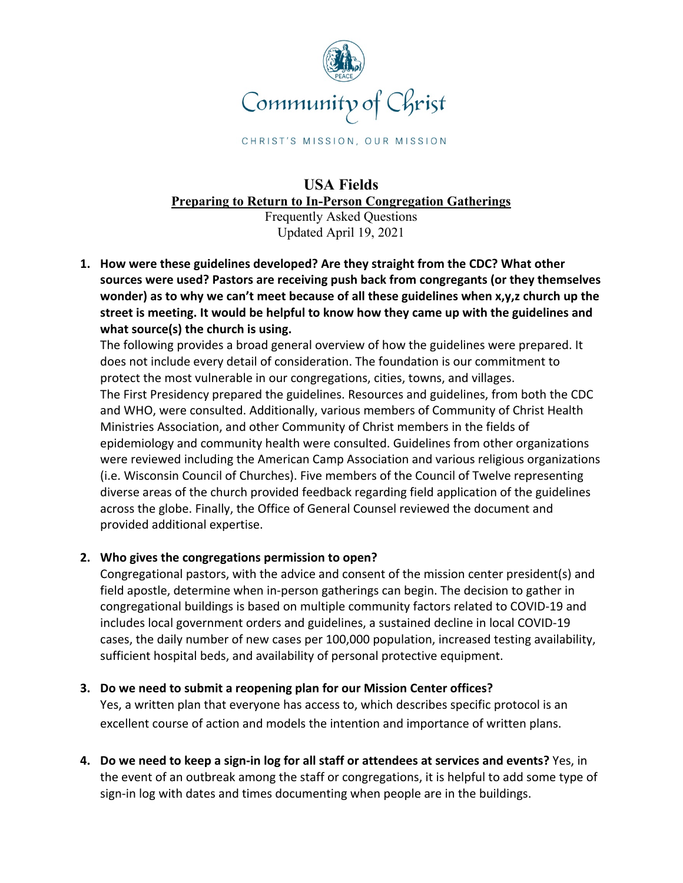Community of Christ

CHRIST'S MISSION, OUR MISSION

# USA Fields

## Preparing to Return to In-Person Congregation Gatherings

Frequently Asked Questions
Updated April 19, 2021

1. **How were these guidelines developed? Are they straight from the CDC? What other sources were used? Pastors are receiving push back from congregants (or they themselves wonder) as to why we can't meet because of all these guidelines when x,y,z church up the street is meeting. It would be helpful to know how they came up with the guidelines and what source(s) the church is using.**
   The following provides a broad general overview of how the guidelines were prepared. It does not include every detail of consideration. The foundation is our commitment to protect the most vulnerable in our congregations, cities, towns, and villages.
   The First Presidency prepared the guidelines. Resources and guidelines, from both the CDC and WHO, were consulted. Additionally, various members of Community of Christ Health Ministries Association, and other Community of Christ members in the fields of epidemiology and community health were consulted. Guidelines from other organizations were reviewed including the American Camp Association and various religious organizations (i.e. Wisconsin Council of Churches). Five members of the Council of Twelve representing diverse areas of the church provided feedback regarding field application of the guidelines across the globe. Finally, the Office of General Counsel reviewed the document and provided additional expertise.

2. **Who gives the congregations permission to open?**
   Congregational pastors, with the advice and consent of the mission center president(s) and field apostle, determine when in-person gatherings can begin. The decision to gather in congregational buildings is based on multiple community factors related to COVID-19 and includes local government orders and guidelines, a sustained decline in local COVID-19 cases, the daily number of new cases per 100,000 population, increased testing availability, sufficient hospital beds, and availability of personal protective equipment.

3. **Do we need to submit a reopening plan for our Mission Center offices?**
   Yes, a written plan that everyone has access to, which describes specific protocol is an excellent course of action and models the intention and importance of written plans.

4. **Do we need to keep a sign-in log for all staff or attendees at services and events?** Yes, in the event of an outbreak among the staff or congregations, it is helpful to add some type of sign-in log with dates and times documenting when people are in the buildings.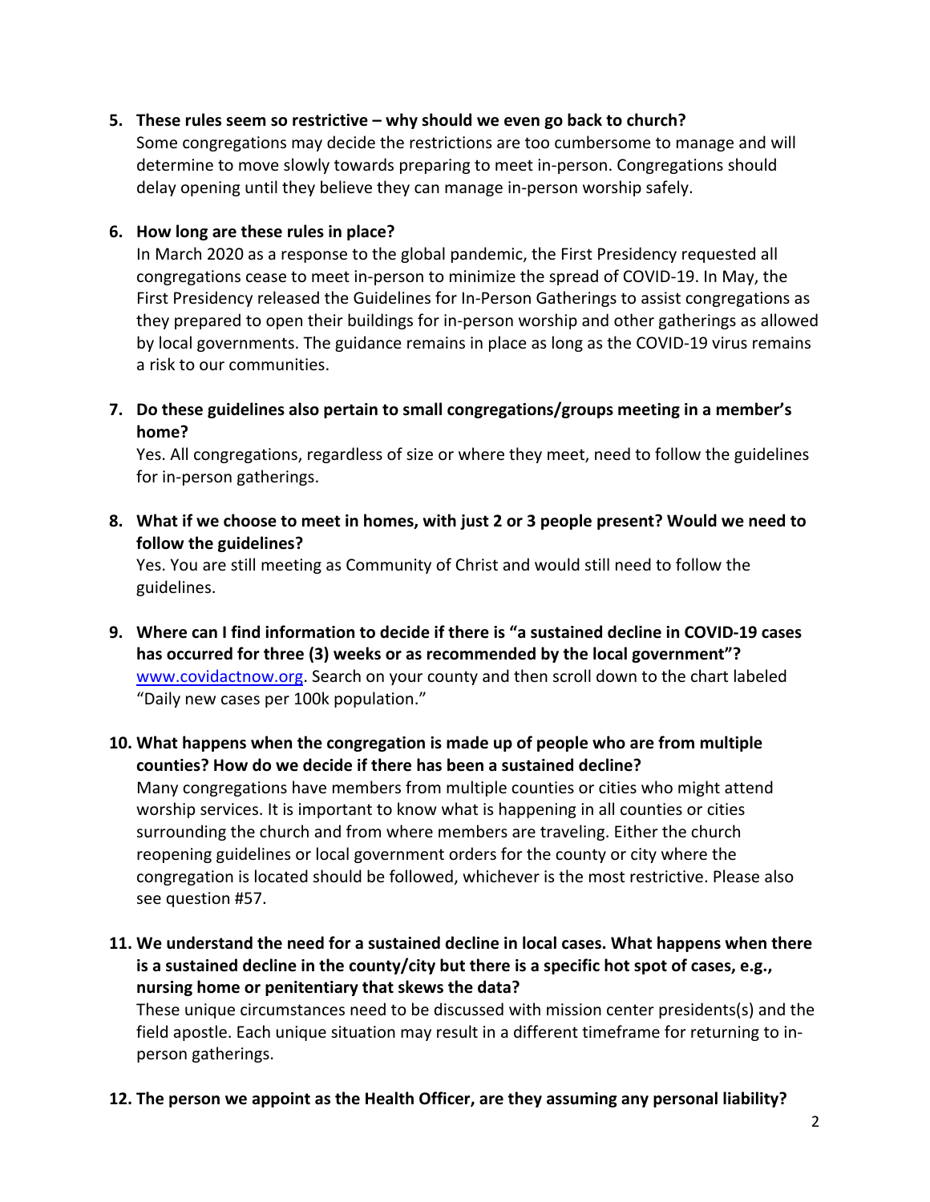5. **These rules seem so restrictive – why should we even go back to church?**
   Some congregations may decide the restrictions are too cumbersome to manage and will determine to move slowly towards preparing to meet in-person. Congregations should delay opening until they believe they can manage in-person worship safely.

6. **How long are these rules in place?**
   In March 2020 as a response to the global pandemic, the First Presidency requested all congregations cease to meet in-person to minimize the spread of COVID-19. In May, the First Presidency released the Guidelines for In-Person Gatherings to assist congregations as they prepared to open their buildings for in-person worship and other gatherings as allowed by local governments. The guidance remains in place as long as the COVID-19 virus remains a risk to our communities.

7. **Do these guidelines also pertain to small congregations/groups meeting in a member's home?**
   Yes. All congregations, regardless of size or where they meet, need to follow the guidelines for in-person gatherings.

8. **What if we choose to meet in homes, with just 2 or 3 people present? Would we need to follow the guidelines?**
   Yes. You are still meeting as Community of Christ and would still need to follow the guidelines.

9. **Where can I find information to decide if there is "a sustained decline in COVID-19 cases has occurred for three (3) weeks or as recommended by the local government"?**
   [www.covidactnow.org](http://www.covidactnow.org). Search on your county and then scroll down to the chart labeled "Daily new cases per 100k population."

10. **What happens when the congregation is made up of people who are from multiple counties? How do we decide if there has been a sustained decline?**
    Many congregations have members from multiple counties or cities who might attend worship services. It is important to know what is happening in all counties or cities surrounding the church and from where members are traveling. Either the church reopening guidelines or local government orders for the county or city where the congregation is located should be followed, whichever is the most restrictive. Please also see question #57.

11. **We understand the need for a sustained decline in local cases. What happens when there is a sustained decline in the county/city but there is a specific hot spot of cases, e.g., nursing home or penitentiary that skews the data?**
    These unique circumstances need to be discussed with mission center presidents(s) and the field apostle. Each unique situation may result in a different timeframe for returning to in-person gatherings.

12. **The person we appoint as the Health Officer, are they assuming any personal liability?**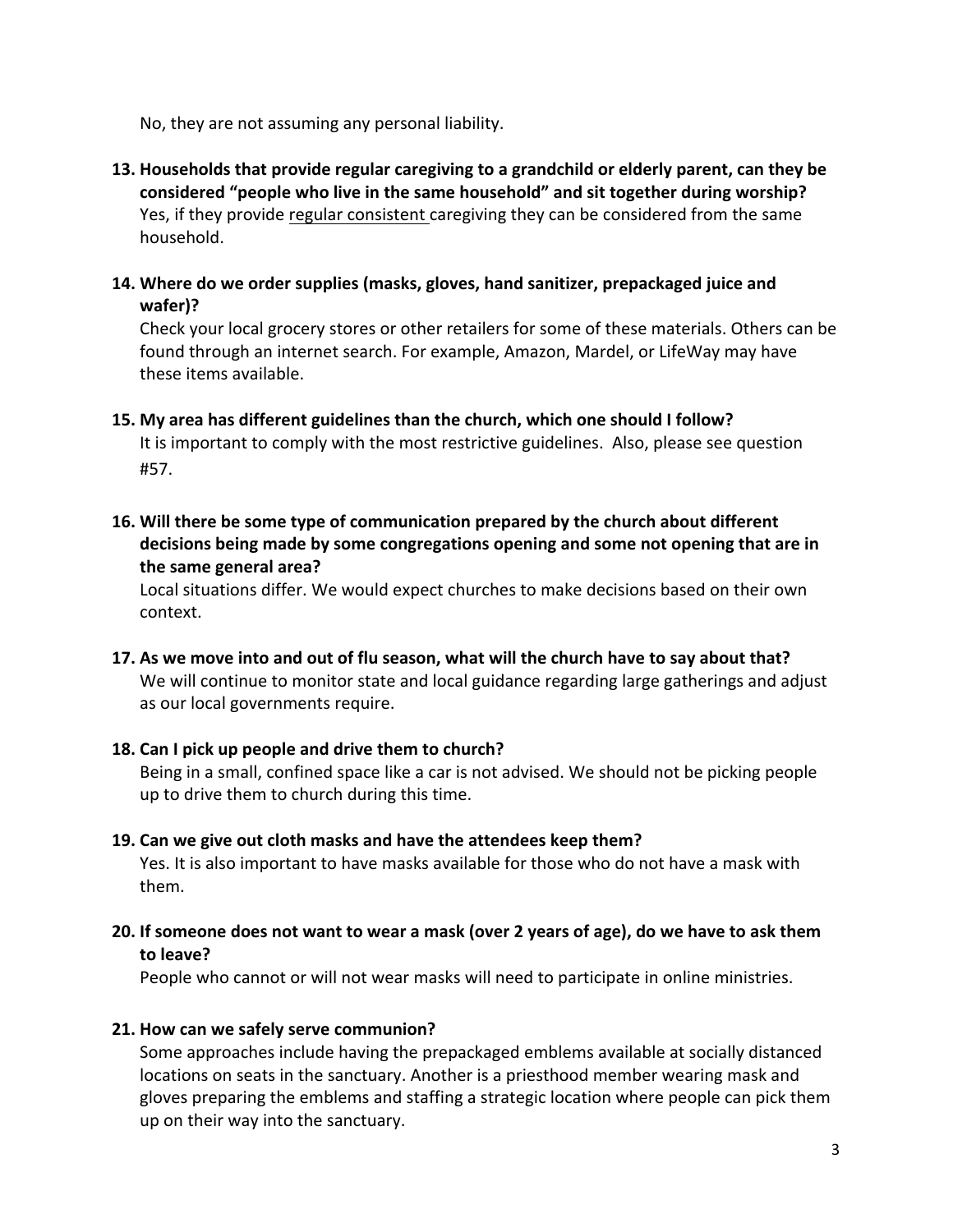No, they are not assuming any personal liability.

13. **Households that provide regular caregiving to a grandchild or elderly parent, can they be considered "people who live in the same household" and sit together during worship?**
    Yes, if they provide regular consistent caregiving they can be considered from the same household.

14. **Where do we order supplies (masks, gloves, hand sanitizer, prepackaged juice and wafer)?**
    Check your local grocery stores or other retailers for some of these materials. Others can be found through an internet search. For example, Amazon, Mardel, or LifeWay may have these items available.

15. **My area has different guidelines than the church, which one should I follow?**
    It is important to comply with the most restrictive guidelines. Also, please see question #57.

16. **Will there be some type of communication prepared by the church about different decisions being made by some congregations opening and some not opening that are in the same general area?**
    Local situations differ. We would expect churches to make decisions based on their own context.

17. **As we move into and out of flu season, what will the church have to say about that?**
    We will continue to monitor state and local guidance regarding large gatherings and adjust as our local governments require.

18. **Can I pick up people and drive them to church?**
    Being in a small, confined space like a car is not advised. We should not be picking people up to drive them to church during this time.

19. **Can we give out cloth masks and have the attendees keep them?**
    Yes. It is also important to have masks available for those who do not have a mask with them.

20. **If someone does not want to wear a mask (over 2 years of age), do we have to ask them to leave?**
    People who cannot or will not wear masks will need to participate in online ministries.

21. **How can we safely serve communion?**
    Some approaches include having the prepackaged emblems available at socially distanced locations on seats in the sanctuary. Another is a priesthood member wearing mask and gloves preparing the emblems and staffing a strategic location where people can pick them up on their way into the sanctuary.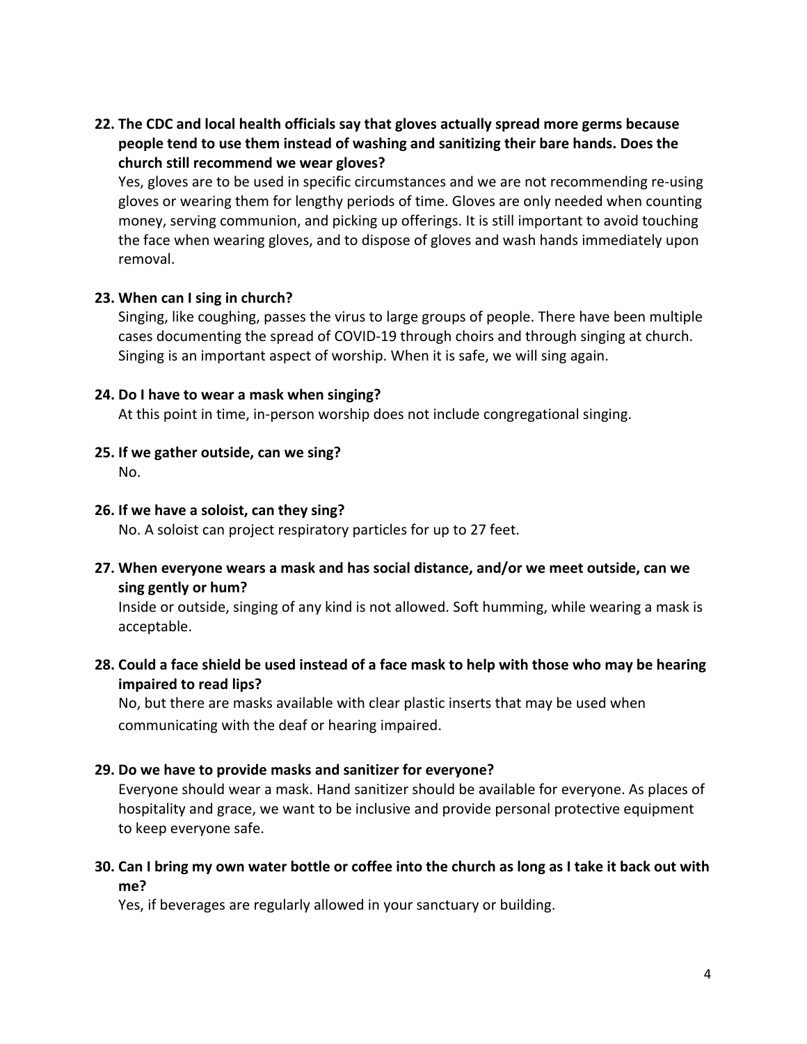**22. The CDC and local health officials say that gloves actually spread more germs because people tend to use them instead of washing and sanitizing their bare hands. Does the church still recommend we wear gloves?**

Yes, gloves are to be used in specific circumstances and we are not recommending re-using gloves or wearing them for lengthy periods of time. Gloves are only needed when counting money, serving communion, and picking up offerings. It is still important to avoid touching the face when wearing gloves, and to dispose of gloves and wash hands immediately upon removal.

**23. When can I sing in church?**

Singing, like coughing, passes the virus to large groups of people. There have been multiple cases documenting the spread of COVID-19 through choirs and through singing at church. Singing is an important aspect of worship. When it is safe, we will sing again.

**24. Do I have to wear a mask when singing?**

At this point in time, in-person worship does not include congregational singing.

**25. If we gather outside, can we sing?**

No.

**26. If we have a soloist, can they sing?**

No. A soloist can project respiratory particles for up to 27 feet.

**27. When everyone wears a mask and has social distance, and/or we meet outside, can we sing gently or hum?**

Inside or outside, singing of any kind is not allowed. Soft humming, while wearing a mask is acceptable.

**28. Could a face shield be used instead of a face mask to help with those who may be hearing impaired to read lips?**

No, but there are masks available with clear plastic inserts that may be used when communicating with the deaf or hearing impaired.

**29. Do we have to provide masks and sanitizer for everyone?**

Everyone should wear a mask. Hand sanitizer should be available for everyone. As places of hospitality and grace, we want to be inclusive and provide personal protective equipment to keep everyone safe.

**30. Can I bring my own water bottle or coffee into the church as long as I take it back out with me?**

Yes, if beverages are regularly allowed in your sanctuary or building.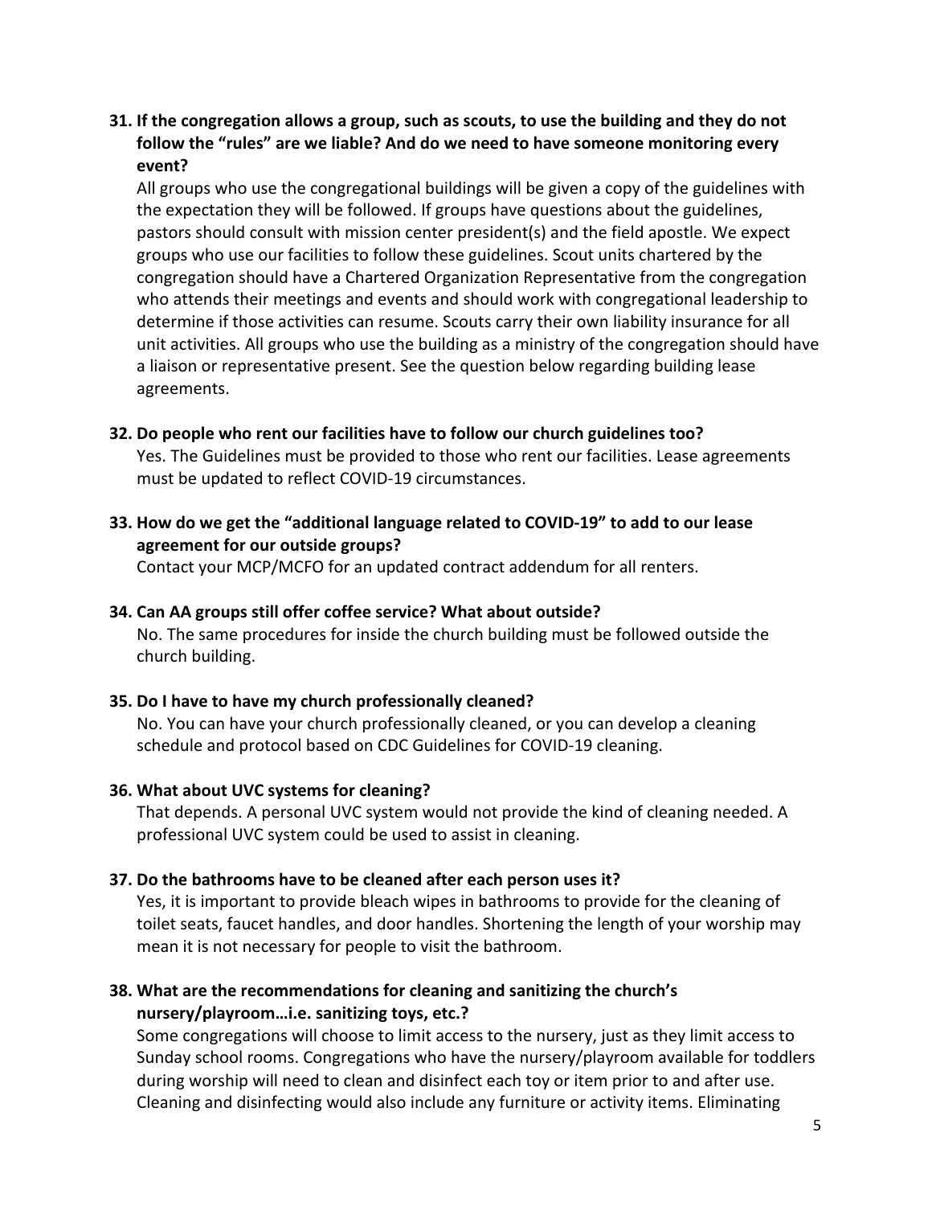**31. If the congregation allows a group, such as scouts, to use the building and they do not follow the "rules" are we liable? And do we need to have someone monitoring every event?**

All groups who use the congregational buildings will be given a copy of the guidelines with the expectation they will be followed. If groups have questions about the guidelines, pastors should consult with mission center president(s) and the field apostle. We expect groups who use our facilities to follow these guidelines. Scout units chartered by the congregation should have a Chartered Organization Representative from the congregation who attends their meetings and events and should work with congregational leadership to determine if those activities can resume. Scouts carry their own liability insurance for all unit activities. All groups who use the building as a ministry of the congregation should have a liaison or representative present. See the question below regarding building lease agreements.

**32. Do people who rent our facilities have to follow our church guidelines too?**

Yes. The Guidelines must be provided to those who rent our facilities. Lease agreements must be updated to reflect COVID-19 circumstances.

**33. How do we get the "additional language related to COVID-19" to add to our lease agreement for our outside groups?**

Contact your MCP/MCFO for an updated contract addendum for all renters.

**34. Can AA groups still offer coffee service? What about outside?**

No. The same procedures for inside the church building must be followed outside the church building.

**35. Do I have to have my church professionally cleaned?**

No. You can have your church professionally cleaned, or you can develop a cleaning schedule and protocol based on CDC Guidelines for COVID-19 cleaning.

**36. What about UVC systems for cleaning?**

That depends. A personal UVC system would not provide the kind of cleaning needed. A professional UVC system could be used to assist in cleaning.

**37. Do the bathrooms have to be cleaned after each person uses it?**

Yes, it is important to provide bleach wipes in bathrooms to provide for the cleaning of toilet seats, faucet handles, and door handles. Shortening the length of your worship may mean it is not necessary for people to visit the bathroom.

**38. What are the recommendations for cleaning and sanitizing the church's nursery/playroom…i.e. sanitizing toys, etc.?**

Some congregations will choose to limit access to the nursery, just as they limit access to Sunday school rooms. Congregations who have the nursery/playroom available for toddlers during worship will need to clean and disinfect each toy or item prior to and after use. Cleaning and disinfecting would also include any furniture or activity items. Eliminating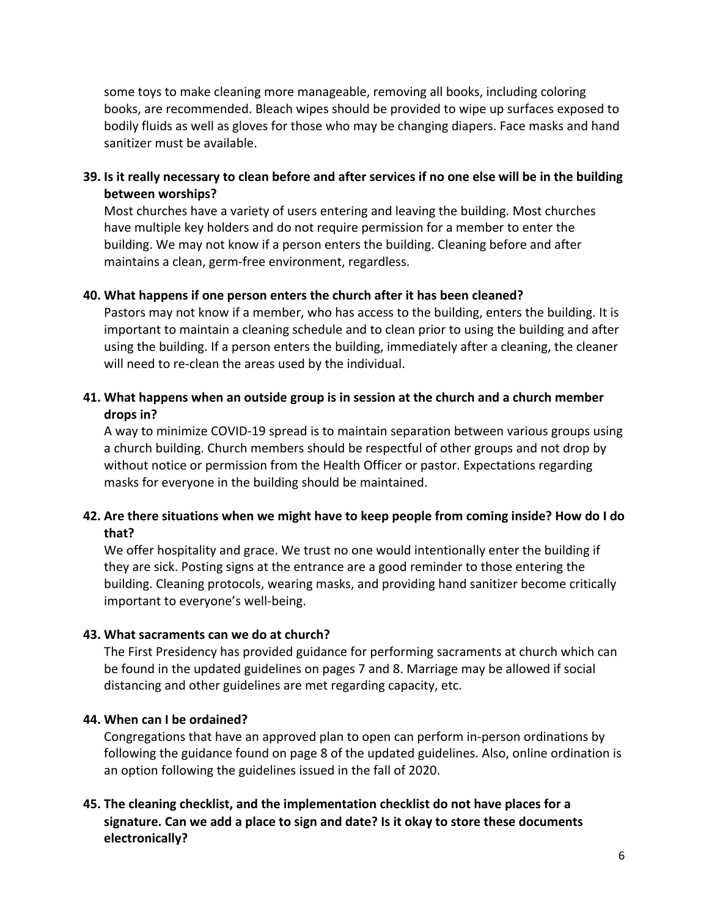some toys to make cleaning more manageable, removing all books, including coloring books, are recommended. Bleach wipes should be provided to wipe up surfaces exposed to bodily fluids as well as gloves for those who may be changing diapers. Face masks and hand sanitizer must be available.

**39. Is it really necessary to clean before and after services if no one else will be in the building between worships?**

Most churches have a variety of users entering and leaving the building. Most churches have multiple key holders and do not require permission for a member to enter the building. We may not know if a person enters the building. Cleaning before and after maintains a clean, germ-free environment, regardless.

**40. What happens if one person enters the church after it has been cleaned?**

Pastors may not know if a member, who has access to the building, enters the building. It is important to maintain a cleaning schedule and to clean prior to using the building and after using the building. If a person enters the building, immediately after a cleaning, the cleaner will need to re-clean the areas used by the individual.

**41. What happens when an outside group is in session at the church and a church member drops in?**

A way to minimize COVID-19 spread is to maintain separation between various groups using a church building. Church members should be respectful of other groups and not drop by without notice or permission from the Health Officer or pastor. Expectations regarding masks for everyone in the building should be maintained.

**42. Are there situations when we might have to keep people from coming inside? How do I do that?**

We offer hospitality and grace. We trust no one would intentionally enter the building if they are sick. Posting signs at the entrance are a good reminder to those entering the building. Cleaning protocols, wearing masks, and providing hand sanitizer become critically important to everyone's well-being.

**43. What sacraments can we do at church?**

The First Presidency has provided guidance for performing sacraments at church which can be found in the updated guidelines on pages 7 and 8. Marriage may be allowed if social distancing and other guidelines are met regarding capacity, etc.

**44. When can I be ordained?**

Congregations that have an approved plan to open can perform in-person ordinations by following the guidance found on page 8 of the updated guidelines. Also, online ordination is an option following the guidelines issued in the fall of 2020.

**45. The cleaning checklist, and the implementation checklist do not have places for a signature. Can we add a place to sign and date? Is it okay to store these documents electronically?**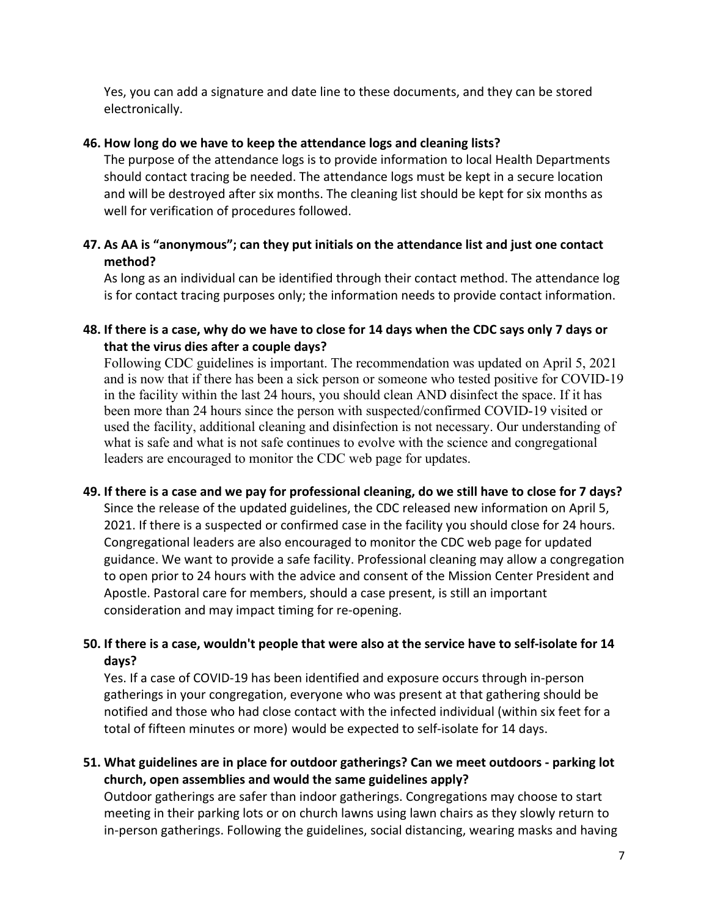Yes, you can add a signature and date line to these documents, and they can be stored electronically.

**46. How long do we have to keep the attendance logs and cleaning lists?**

The purpose of the attendance logs is to provide information to local Health Departments should contact tracing be needed. The attendance logs must be kept in a secure location and will be destroyed after six months. The cleaning list should be kept for six months as well for verification of procedures followed.

**47. As AA is "anonymous"; can they put initials on the attendance list and just one contact method?**

As long as an individual can be identified through their contact method. The attendance log is for contact tracing purposes only; the information needs to provide contact information.

**48. If there is a case, why do we have to close for 14 days when the CDC says only 7 days or that the virus dies after a couple days?**

Following CDC guidelines is important. The recommendation was updated on April 5, 2021 and is now that if there has been a sick person or someone who tested positive for COVID-19 in the facility within the last 24 hours, you should clean AND disinfect the space. If it has been more than 24 hours since the person with suspected/confirmed COVID-19 visited or used the facility, additional cleaning and disinfection is not necessary. Our understanding of what is safe and what is not safe continues to evolve with the science and congregational leaders are encouraged to monitor the CDC web page for updates.

**49. If there is a case and we pay for professional cleaning, do we still have to close for 7 days?**

Since the release of the updated guidelines, the CDC released new information on April 5, 2021. If there is a suspected or confirmed case in the facility you should close for 24 hours. Congregational leaders are also encouraged to monitor the CDC web page for updated guidance. We want to provide a safe facility. Professional cleaning may allow a congregation to open prior to 24 hours with the advice and consent of the Mission Center President and Apostle. Pastoral care for members, should a case present, is still an important consideration and may impact timing for re-opening.

**50. If there is a case, wouldn't people that were also at the service have to self-isolate for 14 days?**

Yes. If a case of COVID-19 has been identified and exposure occurs through in-person gatherings in your congregation, everyone who was present at that gathering should be notified and those who had close contact with the infected individual (within six feet for a total of fifteen minutes or more) would be expected to self-isolate for 14 days.

**51. What guidelines are in place for outdoor gatherings? Can we meet outdoors - parking lot church, open assemblies and would the same guidelines apply?**

Outdoor gatherings are safer than indoor gatherings. Congregations may choose to start meeting in their parking lots or on church lawns using lawn chairs as they slowly return to in-person gatherings. Following the guidelines, social distancing, wearing masks and having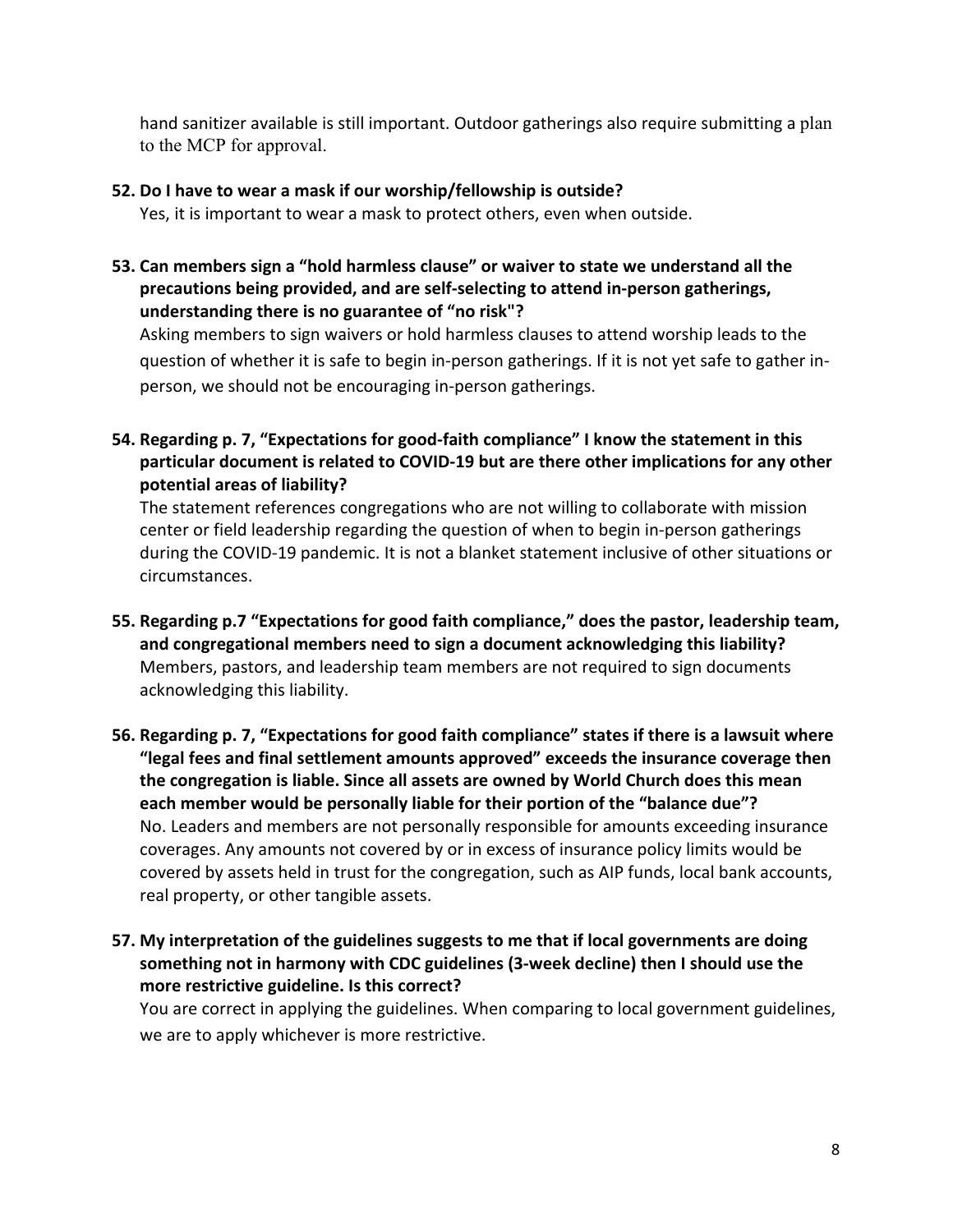hand sanitizer available is still important. Outdoor gatherings also require submitting a plan to the MCP for approval.

**52. Do I have to wear a mask if our worship/fellowship is outside?**

Yes, it is important to wear a mask to protect others, even when outside.

**53. Can members sign a "hold harmless clause" or waiver to state we understand all the precautions being provided, and are self-selecting to attend in-person gatherings, understanding there is no guarantee of "no risk"?**

Asking members to sign waivers or hold harmless clauses to attend worship leads to the question of whether it is safe to begin in-person gatherings. If it is not yet safe to gather in-person, we should not be encouraging in-person gatherings.

**54. Regarding p. 7, "Expectations for good-faith compliance" I know the statement in this particular document is related to COVID-19 but are there other implications for any other potential areas of liability?**

The statement references congregations who are not willing to collaborate with mission center or field leadership regarding the question of when to begin in-person gatherings during the COVID-19 pandemic. It is not a blanket statement inclusive of other situations or circumstances.

**55. Regarding p.7 "Expectations for good faith compliance," does the pastor, leadership team, and congregational members need to sign a document acknowledging this liability?**

Members, pastors, and leadership team members are not required to sign documents acknowledging this liability.

**56. Regarding p. 7, "Expectations for good faith compliance" states if there is a lawsuit where "legal fees and final settlement amounts approved" exceeds the insurance coverage then the congregation is liable. Since all assets are owned by World Church does this mean each member would be personally liable for their portion of the "balance due"?**

No. Leaders and members are not personally responsible for amounts exceeding insurance coverages. Any amounts not covered by or in excess of insurance policy limits would be covered by assets held in trust for the congregation, such as AIP funds, local bank accounts, real property, or other tangible assets.

**57. My interpretation of the guidelines suggests to me that if local governments are doing something not in harmony with CDC guidelines (3-week decline) then I should use the more restrictive guideline. Is this correct?**

You are correct in applying the guidelines. When comparing to local government guidelines, we are to apply whichever is more restrictive.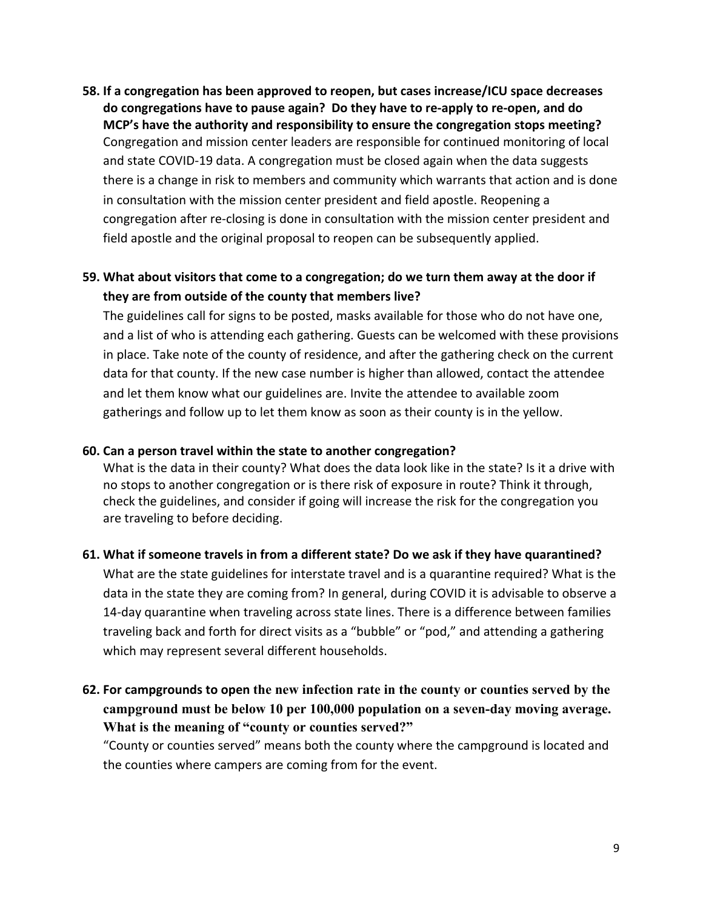**58. If a congregation has been approved to reopen, but cases increase/ICU space decreases do congregations have to pause again? Do they have to re-apply to re-open, and do MCP's have the authority and responsibility to ensure the congregation stops meeting?**

Congregation and mission center leaders are responsible for continued monitoring of local and state COVID-19 data. A congregation must be closed again when the data suggests there is a change in risk to members and community which warrants that action and is done in consultation with the mission center president and field apostle. Reopening a congregation after re-closing is done in consultation with the mission center president and field apostle and the original proposal to reopen can be subsequently applied.

**59. What about visitors that come to a congregation; do we turn them away at the door if they are from outside of the county that members live?**

The guidelines call for signs to be posted, masks available for those who do not have one, and a list of who is attending each gathering. Guests can be welcomed with these provisions in place. Take note of the county of residence, and after the gathering check on the current data for that county. If the new case number is higher than allowed, contact the attendee and let them know what our guidelines are. Invite the attendee to available zoom gatherings and follow up to let them know as soon as their county is in the yellow.

**60. Can a person travel within the state to another congregation?**

What is the data in their county? What does the data look like in the state? Is it a drive with no stops to another congregation or is there risk of exposure in route? Think it through, check the guidelines, and consider if going will increase the risk for the congregation you are traveling to before deciding.

**61. What if someone travels in from a different state? Do we ask if they have quarantined?**

What are the state guidelines for interstate travel and is a quarantine required? What is the data in the state they are coming from? In general, during COVID it is advisable to observe a 14-day quarantine when traveling across state lines. There is a difference between families traveling back and forth for direct visits as a "bubble" or "pod," and attending a gathering which may represent several different households.

**62. For campgrounds to open the new infection rate in the county or counties served by the campground must be below 10 per 100,000 population on a seven-day moving average. What is the meaning of "county or counties served?"**

"County or counties served" means both the county where the campground is located and the counties where campers are coming from for the event.